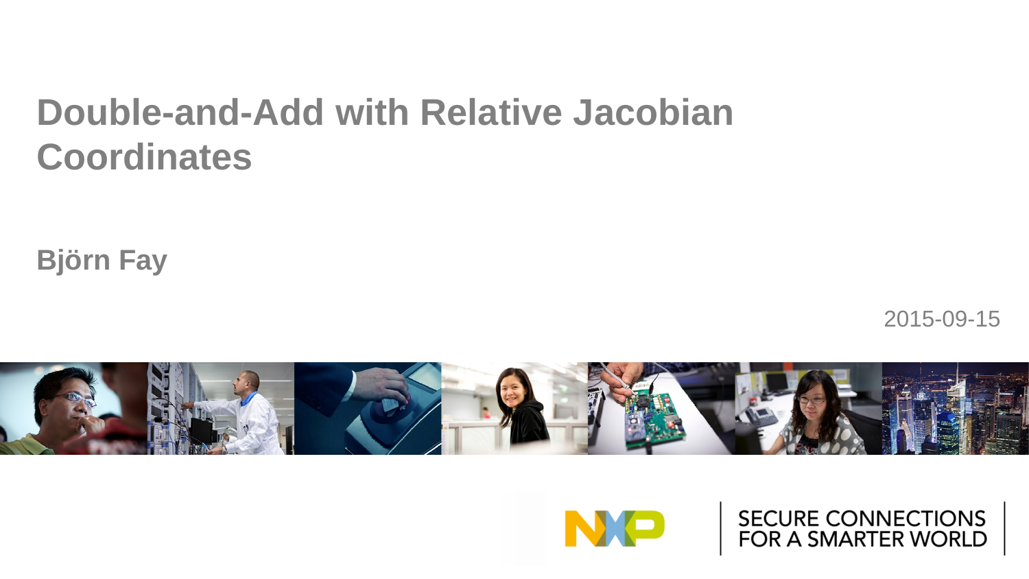# Double-and-Add with Relative Jacobian Coordinates

**Björn Fay**

2015-09-15

SECURE CONNECTIONS FOR A SMARTER WORLD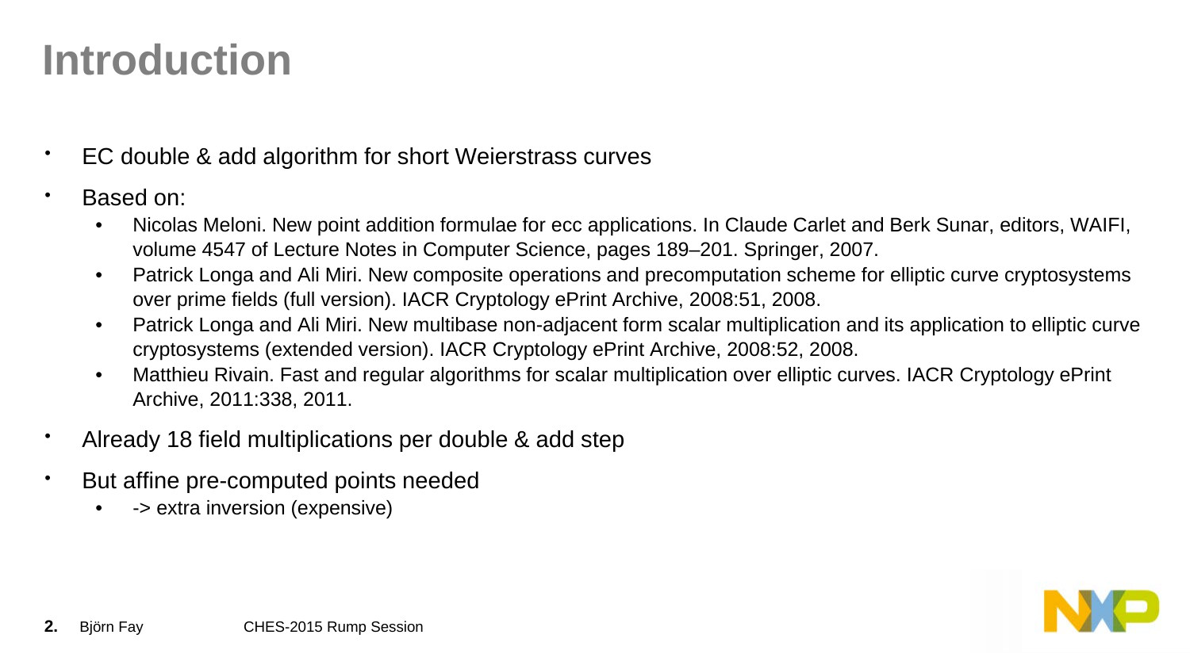# Introduction

- EC double & add algorithm for short Weierstrass curves
- Based on:
  - Nicolas Meloni. New point addition formulae for ecc applications. In Claude Carlet and Berk Sunar, editors, WAIFI, volume 4547 of Lecture Notes in Computer Science, pages 189–201. Springer, 2007.
  - Patrick Longa and Ali Miri. New composite operations and precomputation scheme for elliptic curve cryptosystems over prime fields (full version). IACR Cryptology ePrint Archive, 2008:51, 2008.
  - Patrick Longa and Ali Miri. New multibase non-adjacent form scalar multiplication and its application to elliptic curve cryptosystems (extended version). IACR Cryptology ePrint Archive, 2008:52, 2008.
  - Matthieu Rivain. Fast and regular algorithms for scalar multiplication over elliptic curves. IACR Cryptology ePrint Archive, 2011:338, 2011.
- Already 18 field multiplications per double & add step
- But affine pre-computed points needed
  - -> extra inversion (expensive)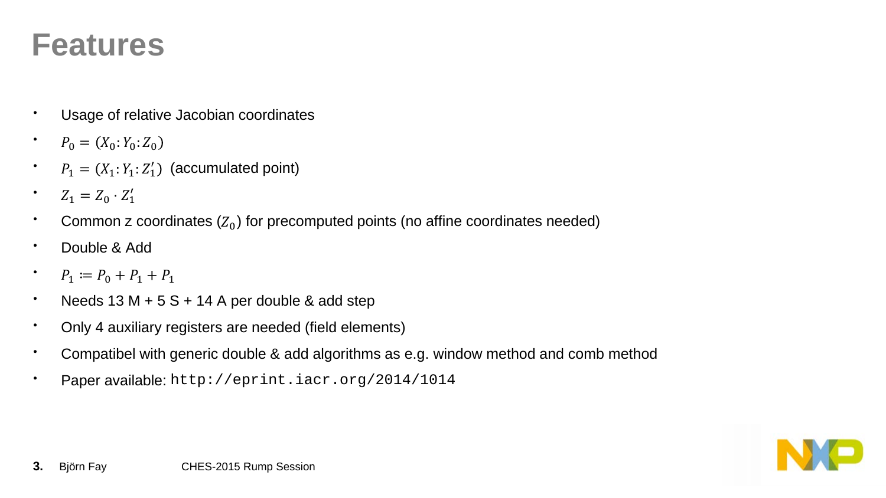# Features

- Usage of relative Jacobian coordinates
- $P_0 = (X_0 : Y_0 : Z_0)$
- $P_1 = (X_1 : Y_1 : Z_1')$ (accumulated point)
- $Z_1 = Z_0 \cdot Z_1'$
- Common z coordinates ($Z_0$) for precomputed points (no affine coordinates needed)
- Double & Add
- $P_1 \coloneqq P_0 + P_1 + P_1$
- Needs 13 M + 5 S + 14 A per double & add step
- Only 4 auxiliary registers are needed (field elements)
- Compatibel with generic double & add algorithms as e.g. window method and comb method
- Paper available: `http://eprint.iacr.org/2014/1014`